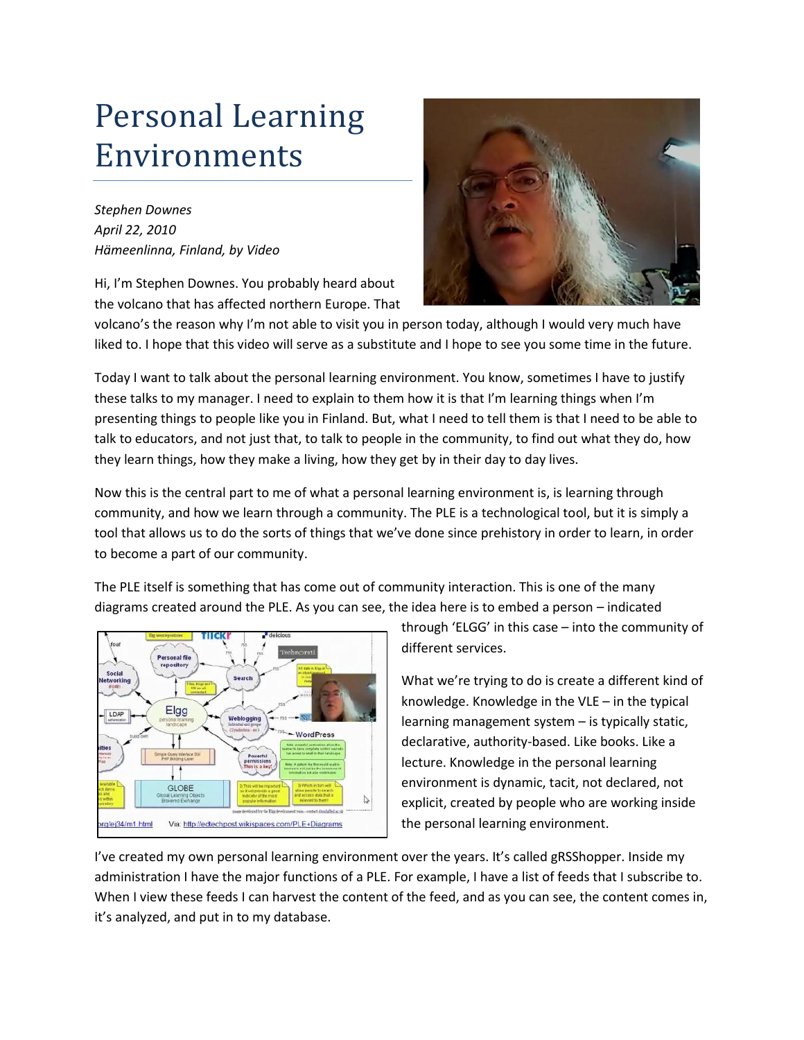# Personal Learning Environments

*Stephen Downes*
*April 22, 2010*
*Hämeenlinna, Finland, by Video*

Hi, I'm Stephen Downes. You probably heard about the volcano that has affected northern Europe. That volcano's the reason why I'm not able to visit you in person today, although I would very much have liked to. I hope that this video will serve as a substitute and I hope to see you some time in the future.

Today I want to talk about the personal learning environment. You know, sometimes I have to justify these talks to my manager. I need to explain to them how it is that I'm learning things when I'm presenting things to people like you in Finland. But, what I need to tell them is that I need to be able to talk to educators, and not just that, to talk to people in the community, to find out what they do, how they learn things, how they make a living, how they get by in their day to day lives.

Now this is the central part to me of what a personal learning environment is, is learning through community, and how we learn through a community. The PLE is a technological tool, but it is simply a tool that allows us to do the sorts of things that we've done since prehistory in order to learn, in order to become a part of our community.

The PLE itself is something that has come out of community interaction. This is one of the many diagrams created around the PLE. As you can see, the idea here is to embed a person – indicated through 'ELGG' in this case – into the community of different services.

What we're trying to do is create a different kind of knowledge. Knowledge in the VLE – in the typical learning management system – is typically static, declarative, authority-based. Like books. Like a lecture. Knowledge in the personal learning environment is dynamic, tacit, not declared, not explicit, created by people who are working inside the personal learning environment.

I've created my own personal learning environment over the years. It's called gRSShopper. Inside my administration I have the major functions of a PLE. For example, I have a list of feeds that I subscribe to. When I view these feeds I can harvest the content of the feed, and as you can see, the content comes in, it's analyzed, and put in to my database.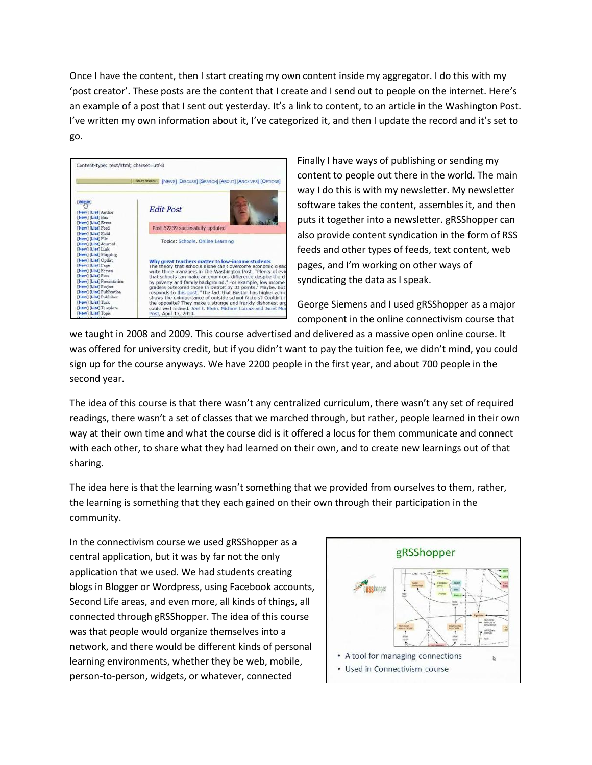Once I have the content, then I start creating my own content inside my aggregator. I do this with my 'post creator'. These posts are the content that I create and I send out to people on the internet. Here's an example of a post that I sent out yesterday. It's a link to content, to an article in the Washington Post. I've written my own information about it, I've categorized it, and then I update the record and it's set to go.

Finally I have ways of publishing or sending my content to people out there in the world. The main way I do this is with my newsletter. My newsletter software takes the content, assembles it, and then puts it together into a newsletter. gRSShopper can also provide content syndication in the form of RSS feeds and other types of feeds, text content, web pages, and I'm working on other ways of syndicating the data as I speak.

George Siemens and I used gRSShopper as a major component in the online connectivism course that we taught in 2008 and 2009. This course advertised and delivered as a massive open online course. It was offered for university credit, but if you didn't want to pay the tuition fee, we didn't mind, you could sign up for the course anyways. We have 2200 people in the first year, and about 700 people in the second year.

The idea of this course is that there wasn't any centralized curriculum, there wasn't any set of required readings, there wasn't a set of classes that we marched through, but rather, people learned in their own way at their own time and what the course did is it offered a locus for them communicate and connect with each other, to share what they had learned on their own, and to create new learnings out of that sharing.

The idea here is that the learning wasn't something that we provided from ourselves to them, rather, the learning is something that they each gained on their own through their participation in the community.

In the connectivism course we used gRSShopper as a central application, but it was by far not the only application that we used. We had students creating blogs in Blogger or Wordpress, using Facebook accounts, Second Life areas, and even more, all kinds of things, all connected through gRSShopper. The idea of this course was that people would organize themselves into a network, and there would be different kinds of personal learning environments, whether they be web, mobile, person-to-person, widgets, or whatever, connected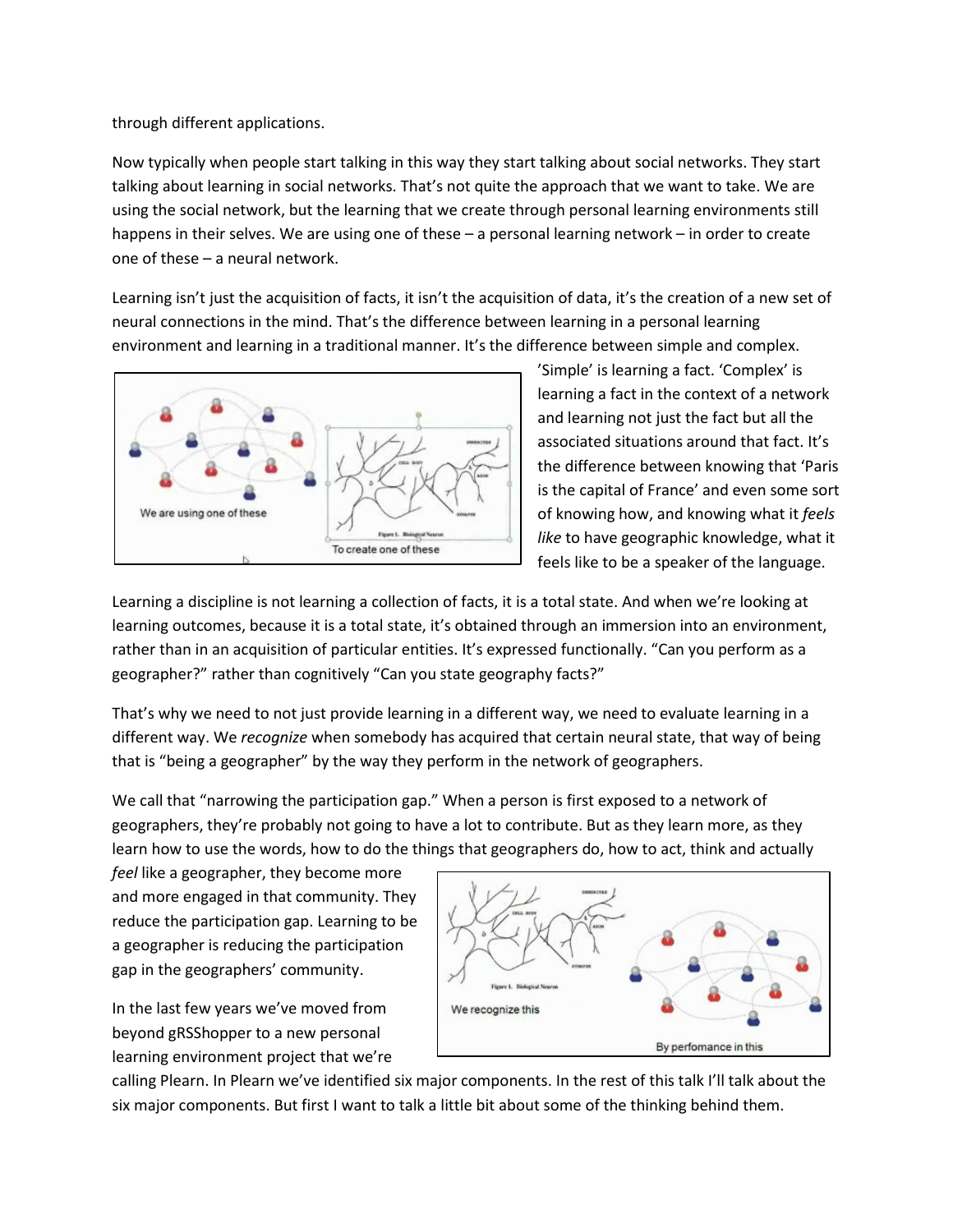through different applications.

Now typically when people start talking in this way they start talking about social networks. They start talking about learning in social networks. That's not quite the approach that we want to take. We are using the social network, but the learning that we create through personal learning environments still happens in their selves. We are using one of these – a personal learning network – in order to create one of these – a neural network.

Learning isn't just the acquisition of facts, it isn't the acquisition of data, it's the creation of a new set of neural connections in the mind. That's the difference between learning in a personal learning environment and learning in a traditional manner. It's the difference between simple and complex. 'Simple' is learning a fact. 'Complex' is learning a fact in the context of a network and learning not just the fact but all the associated situations around that fact. It's the difference between knowing that 'Paris is the capital of France' and even some sort of knowing how, and knowing what it *feels like* to have geographic knowledge, what it feels like to be a speaker of the language.

Learning a discipline is not learning a collection of facts, it is a total state. And when we're looking at learning outcomes, because it is a total state, it's obtained through an immersion into an environment, rather than in an acquisition of particular entities. It's expressed functionally. "Can you perform as a geographer?" rather than cognitively "Can you state geography facts?"

That's why we need to not just provide learning in a different way, we need to evaluate learning in a different way. We *recognize* when somebody has acquired that certain neural state, that way of being that is "being a geographer" by the way they perform in the network of geographers.

We call that "narrowing the participation gap." When a person is first exposed to a network of geographers, they're probably not going to have a lot to contribute. But as they learn more, as they learn how to use the words, how to do the things that geographers do, how to act, think and actually *feel* like a geographer, they become more and more engaged in that community. They reduce the participation gap. Learning to be a geographer is reducing the participation gap in the geographers' community.

In the last few years we've moved from beyond gRSShopper to a new personal learning environment project that we're calling Plearn. In Plearn we've identified six major components. In the rest of this talk I'll talk about the six major components. But first I want to talk a little bit about some of the thinking behind them.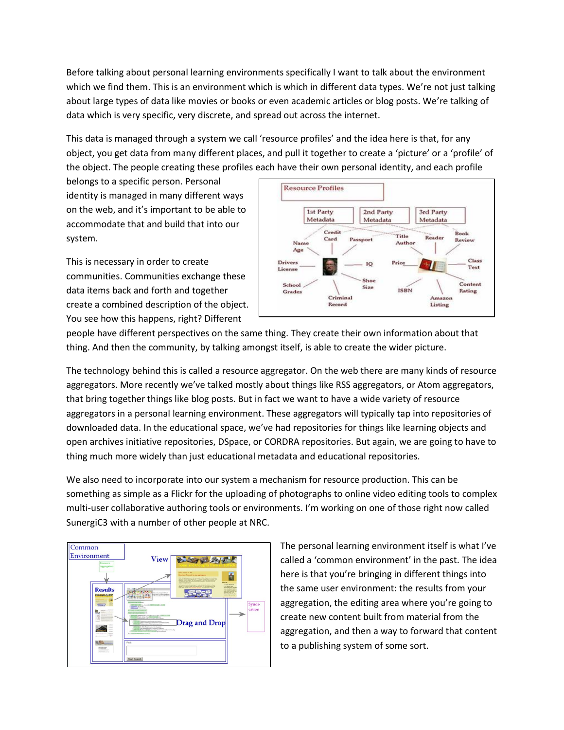Before talking about personal learning environments specifically I want to talk about the environment which we find them. This is an environment which is which in different data types. We're not just talking about large types of data like movies or books or even academic articles or blog posts. We're talking of data which is very specific, very discrete, and spread out across the internet.

This data is managed through a system we call 'resource profiles' and the idea here is that, for any object, you get data from many different places, and pull it together to create a 'picture' or a 'profile' of the object. The people creating these profiles each have their own personal identity, and each profile belongs to a specific person. Personal identity is managed in many different ways on the web, and it's important to be able to accommodate that and build that into our system.

This is necessary in order to create communities. Communities exchange these data items back and forth and together create a combined description of the object. You see how this happens, right? Different people have different perspectives on the same thing. They create their own information about that thing. And then the community, by talking amongst itself, is able to create the wider picture.

The technology behind this is called a resource aggregator. On the web there are many kinds of resource aggregators. More recently we've talked mostly about things like RSS aggregators, or Atom aggregators, that bring together things like blog posts. But in fact we want to have a wide variety of resource aggregators in a personal learning environment. These aggregators will typically tap into repositories of downloaded data. In the educational space, we've had repositories for things like learning objects and open archives initiative repositories, DSpace, or CORDRA repositories. But again, we are going to have to thing much more widely than just educational metadata and educational repositories.

We also need to incorporate into our system a mechanism for resource production. This can be something as simple as a Flickr for the uploading of photographs to online video editing tools to complex multi-user collaborative authoring tools or environments. I'm working on one of those right now called SunergiC3 with a number of other people at NRC.

The personal learning environment itself is what I've called a 'common environment' in the past. The idea here is that you're bringing in different things into the same user environment: the results from your aggregation, the editing area where you're going to create new content built from material from the aggregation, and then a way to forward that content to a publishing system of some sort.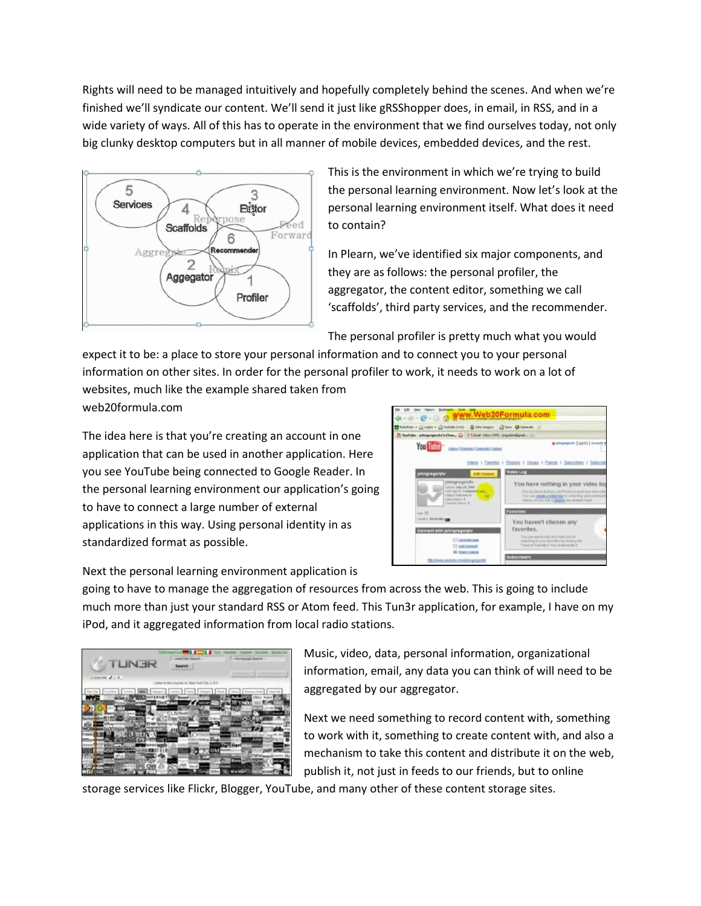Rights will need to be managed intuitively and hopefully completely behind the scenes. And when we're finished we'll syndicate our content. We'll send it just like gRSShopper does, in email, in RSS, and in a wide variety of ways. All of this has to operate in the environment that we find ourselves today, not only big clunky desktop computers but in all manner of mobile devices, embedded devices, and the rest.

This is the environment in which we're trying to build the personal learning environment. Now let's look at the personal learning environment itself. What does it need to contain?

In Plearn, we've identified six major components, and they are as follows: the personal profiler, the aggregator, the content editor, something we call 'scaffolds', third party services, and the recommender.

The personal profiler is pretty much what you would expect it to be: a place to store your personal information and to connect you to your personal information on other sites. In order for the personal profiler to work, it needs to work on a lot of websites, much like the example shared taken from web20formula.com

The idea here is that you're creating an account in one application that can be used in another application. Here you see YouTube being connected to Google Reader. In the personal learning environment our application's going to have to connect a large number of external applications in this way. Using personal identity in as standardized format as possible.

Next the personal learning environment application is going to have to manage the aggregation of resources from across the web. This is going to include much more than just your standard RSS or Atom feed. This Tun3r application, for example, I have on my iPod, and it aggregated information from local radio stations.

Music, video, data, personal information, organizational information, email, any data you can think of will need to be aggregated by our aggregator.

Next we need something to record content with, something to work with it, something to create content with, and also a mechanism to take this content and distribute it on the web, publish it, not just in feeds to our friends, but to online storage services like Flickr, Blogger, YouTube, and many other of these content storage sites.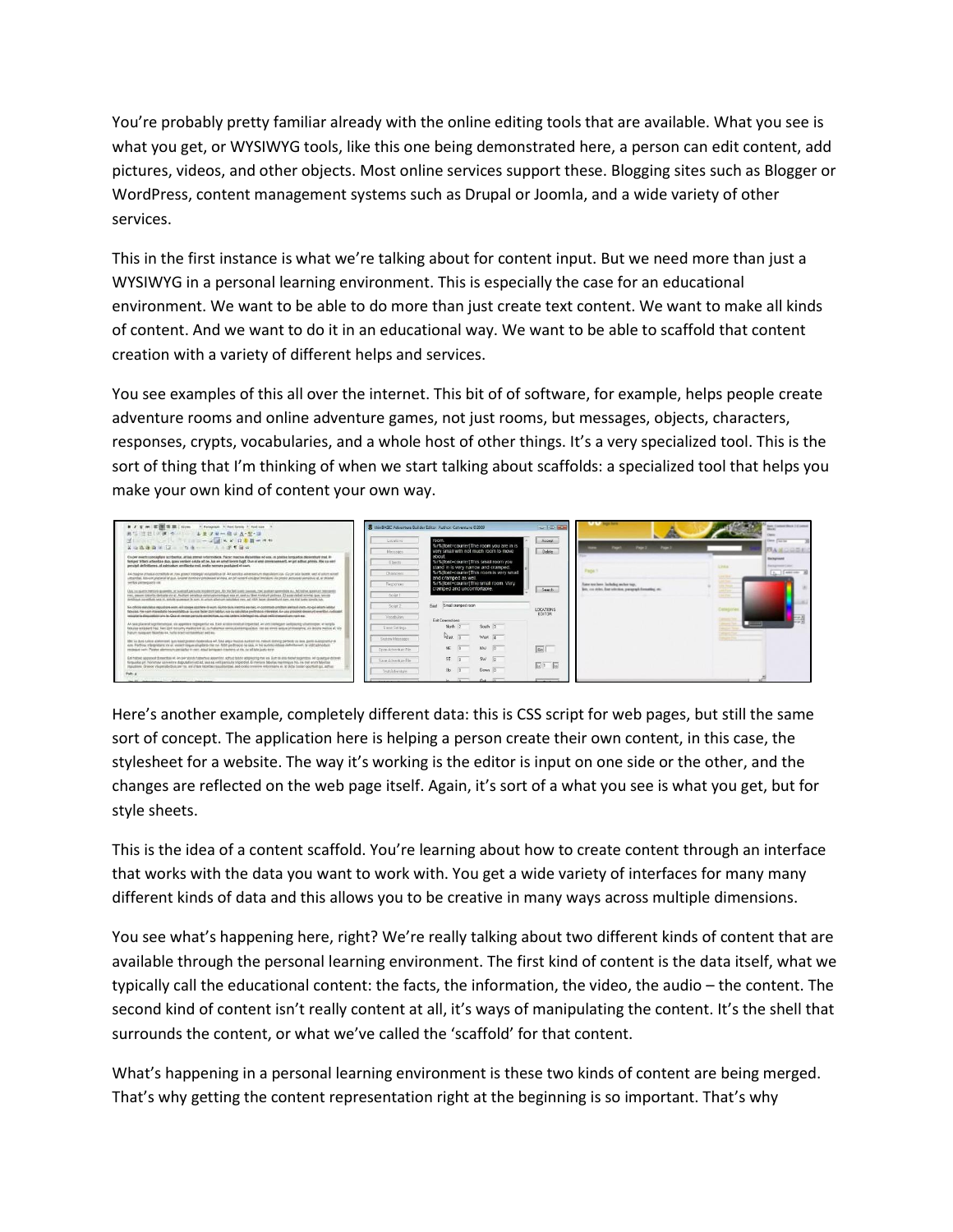You're probably pretty familiar already with the online editing tools that are available. What you see is what you get, or WYSIWYG tools, like this one being demonstrated here, a person can edit content, add pictures, videos, and other objects. Most online services support these. Blogging sites such as Blogger or WordPress, content management systems such as Drupal or Joomla, and a wide variety of other services.

This in the first instance is what we're talking about for content input. But we need more than just a WYSIWYG in a personal learning environment. This is especially the case for an educational environment. We want to be able to do more than just create text content. We want to make all kinds of content. And we want to do it in an educational way. We want to be able to scaffold that content creation with a variety of different helps and services.

You see examples of this all over the internet. This bit of of software, for example, helps people create adventure rooms and online adventure games, not just rooms, but messages, objects, characters, responses, crypts, vocabularies, and a whole host of other things. It's a very specialized tool. This is the sort of thing that I'm thinking of when we start talking about scaffolds: a specialized tool that helps you make your own kind of content your own way.

Here's another example, completely different data: this is CSS script for web pages, but still the same sort of concept. The application here is helping a person create their own content, in this case, the stylesheet for a website. The way it's working is the editor is input on one side or the other, and the changes are reflected on the web page itself. Again, it's sort of a what you see is what you get, but for style sheets.

This is the idea of a content scaffold. You're learning about how to create content through an interface that works with the data you want to work with. You get a wide variety of interfaces for many many different kinds of data and this allows you to be creative in many ways across multiple dimensions.

You see what's happening here, right? We're really talking about two different kinds of content that are available through the personal learning environment. The first kind of content is the data itself, what we typically call the educational content: the facts, the information, the video, the audio – the content. The second kind of content isn't really content at all, it's ways of manipulating the content. It's the shell that surrounds the content, or what we've called the 'scaffold' for that content.

What's happening in a personal learning environment is these two kinds of content are being merged. That's why getting the content representation right at the beginning is so important. That's why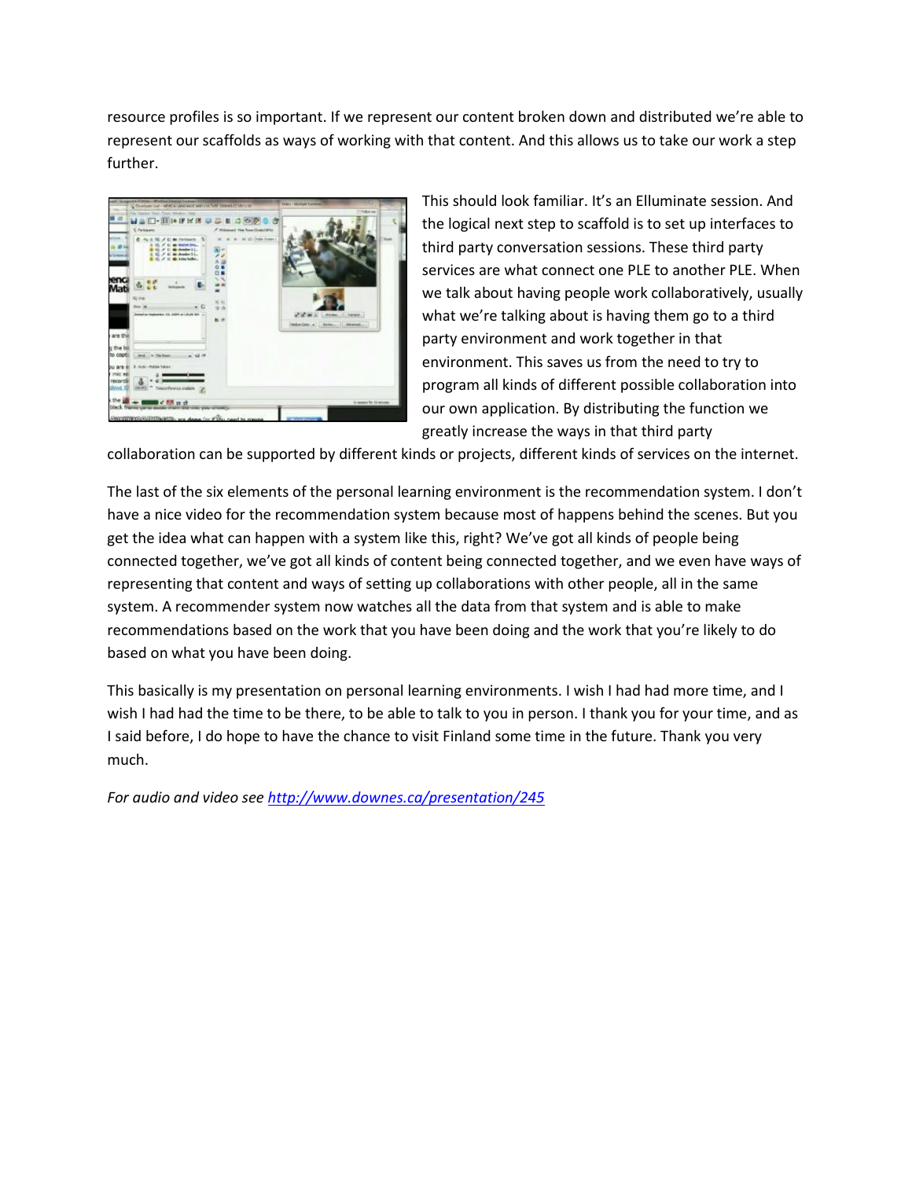resource profiles is so important. If we represent our content broken down and distributed we're able to represent our scaffolds as ways of working with that content. And this allows us to take our work a step further.

This should look familiar. It's an Elluminate session. And the logical next step to scaffold is to set up interfaces to third party conversation sessions. These third party services are what connect one PLE to another PLE. When we talk about having people work collaboratively, usually what we're talking about is having them go to a third party environment and work together in that environment. This saves us from the need to try to program all kinds of different possible collaboration into our own application. By distributing the function we greatly increase the ways in that third party collaboration can be supported by different kinds or projects, different kinds of services on the internet.

The last of the six elements of the personal learning environment is the recommendation system. I don't have a nice video for the recommendation system because most of happens behind the scenes. But you get the idea what can happen with a system like this, right? We've got all kinds of people being connected together, we've got all kinds of content being connected together, and we even have ways of representing that content and ways of setting up collaborations with other people, all in the same system. A recommender system now watches all the data from that system and is able to make recommendations based on the work that you have been doing and the work that you're likely to do based on what you have been doing.

This basically is my presentation on personal learning environments. I wish I had had more time, and I wish I had had the time to be there, to be able to talk to you in person. I thank you for your time, and as I said before, I do hope to have the chance to visit Finland some time in the future. Thank you very much.

*For audio and video see [http://www.downes.ca/presentation/245](http://www.downes.ca/presentation/245)*